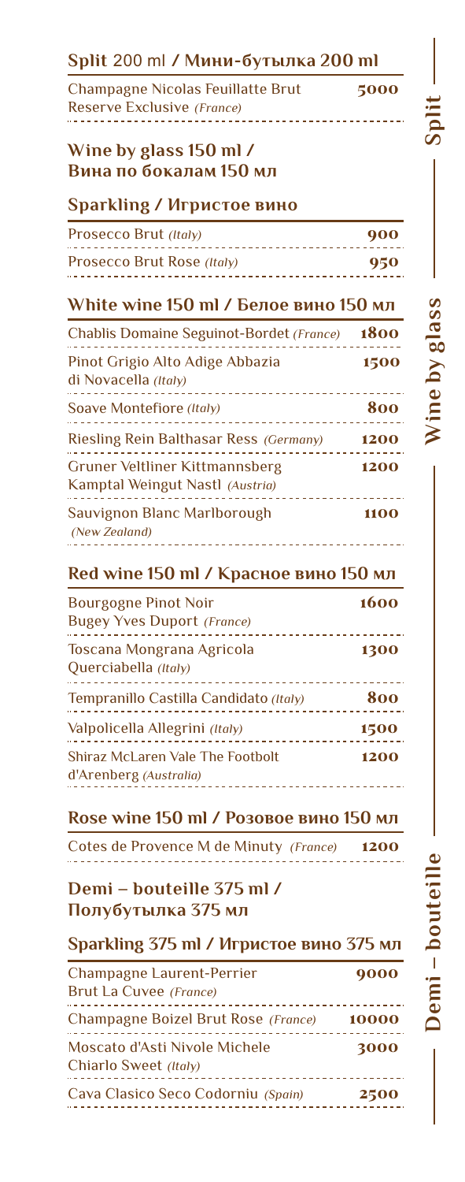## Split 200 ml / Мини-бутылка 200 ml

| | |
|---|---|
| Champagne Nicolas Feuillatte Brut Reserve Exclusive *(France)* | 5000 |

## Wine by glass 150 ml / Вина по бокалам 150 мл

### Sparkling / Игристое вино

| | |
|---|---|
| Prosecco Brut *(Italy)* | 900 |
| Prosecco Brut Rose *(Italy)* | 950 |

### White wine 150 ml / Белое вино 150 мл

| | |
|---|---|
| Chablis Domaine Seguinot-Bordet *(France)* | 1800 |
| Pinot Grigio Alto Adige Abbazia di Novacella *(Italy)* | 1500 |
| Soave Montefiore *(Italy)* | 800 |
| Riesling Rein Balthasar Ress *(Germany)* | 1200 |
| Gruner Veltliner Kittmannsberg Kamptal Weingut Nastl *(Austria)* | 1200 |
| Sauvignon Blanc Marlborough *(New Zealand)* | 1100 |

### Red wine 150 ml / Красное вино 150 мл

| | |
|---|---|
| Bourgogne Pinot Noir Bugey Yves Duport *(France)* | 1600 |
| Toscana Mongrana Agricola Querciabella *(Italy)* | 1300 |
| Tempranillo Castilla Candidato *(Italy)* | 800 |
| Valpolicella Allegrini *(Italy)* | 1500 |
| Shiraz McLaren Vale The Footbolt d'Arenberg *(Australia)* | 1200 |

### Rose wine 150 ml / Розовое вино 150 мл

| | |
|---|---|
| Cotes de Provence M de Minuty *(France)* | 1200 |

## Demi – bouteille 375 ml / Полубутылка 375 мл

### Sparkling 375 ml / Игристое вино 375 мл

| | |
|---|---|
| Champagne Laurent-Perrier Brut La Cuvee *(France)* | 9000 |
| Champagne Boizel Brut Rose *(France)* | 10000 |
| Moscato d'Asti Nivole Michele Chiarlo Sweet *(Italy)* | 3000 |
| Cava Clasico Seco Codorniu *(Spain)* | 2500 |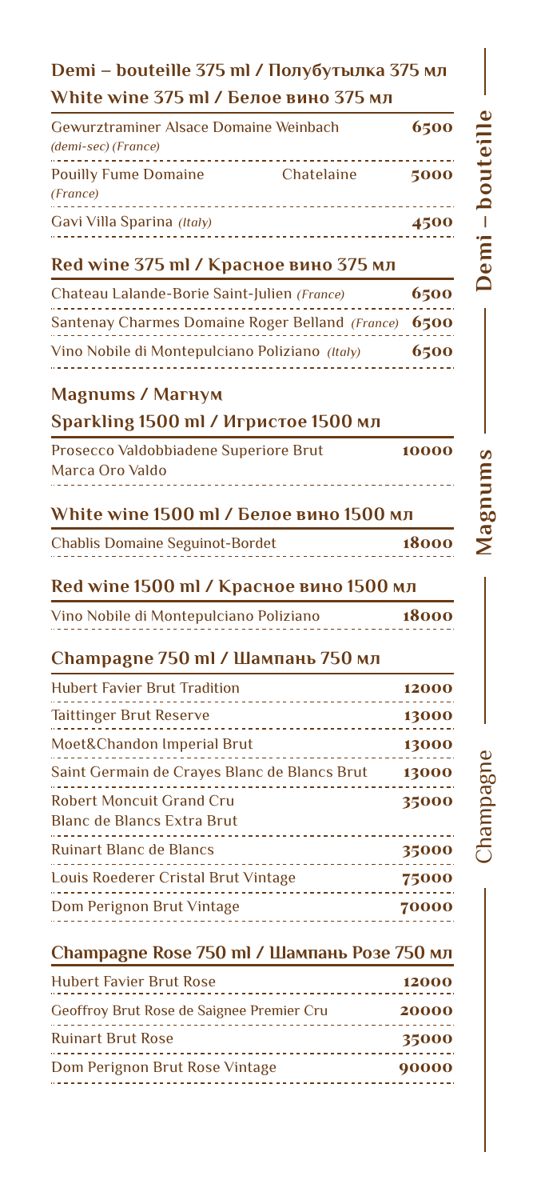## Demi – bouteille 375 ml / Полубутылка 375 мл

### White wine 375 ml / Белое вино 375 мл

| | |
|---|---|
| Gewurztraminer Alsace Domaine Weinbach *(demi-sec) (France)* | 6500 |
| Pouilly Fume Domaine Chatelaine *(France)* | 5000 |
| Gavi Villa Sparina *(Italy)* | 4500 |

### Red wine 375 ml / Красное вино 375 мл

| | |
|---|---|
| Chateau Lalande-Borie Saint-Julien *(France)* | 6500 |
| Santenay Charmes Domaine Roger Belland *(France)* | 6500 |
| Vino Nobile di Montepulciano Poliziano *(Italy)* | 6500 |

## Magnums / Магнум

### Sparkling 1500 ml / Игристое 1500 мл

| | |
|---|---|
| Prosecco Valdobbiadene Superiore Brut Marca Oro Valdo | 10000 |

### White wine 1500 ml / Белое вино 1500 мл

| | |
|---|---|
| Chablis Domaine Seguinot-Bordet | 18000 |

### Red wine 1500 ml / Красное вино 1500 мл

| | |
|---|---|
| Vino Nobile di Montepulciano Poliziano | 18000 |

## Champagne 750 ml / Шампань 750 мл

| | |
|---|---|
| Hubert Favier Brut Tradition | 12000 |
| Taittinger Brut Reserve | 13000 |
| Moet&Chandon Imperial Brut | 13000 |
| Saint Germain de Crayes Blanc de Blancs Brut | 13000 |
| Robert Moncuit Grand Cru Blanc de Blancs Extra Brut | 35000 |
| Ruinart Blanc de Blancs | 35000 |
| Louis Roederer Cristal Brut Vintage | 75000 |
| Dom Perignon Brut Vintage | 70000 |

### Champagne Rose 750 ml / Шампань Розе 750 мл

| | |
|---|---|
| Hubert Favier Brut Rose | 12000 |
| Geoffroy Brut Rose de Saignee Premier Cru | 20000 |
| Ruinart Brut Rose | 35000 |
| Dom Perignon Brut Rose Vintage | 90000 |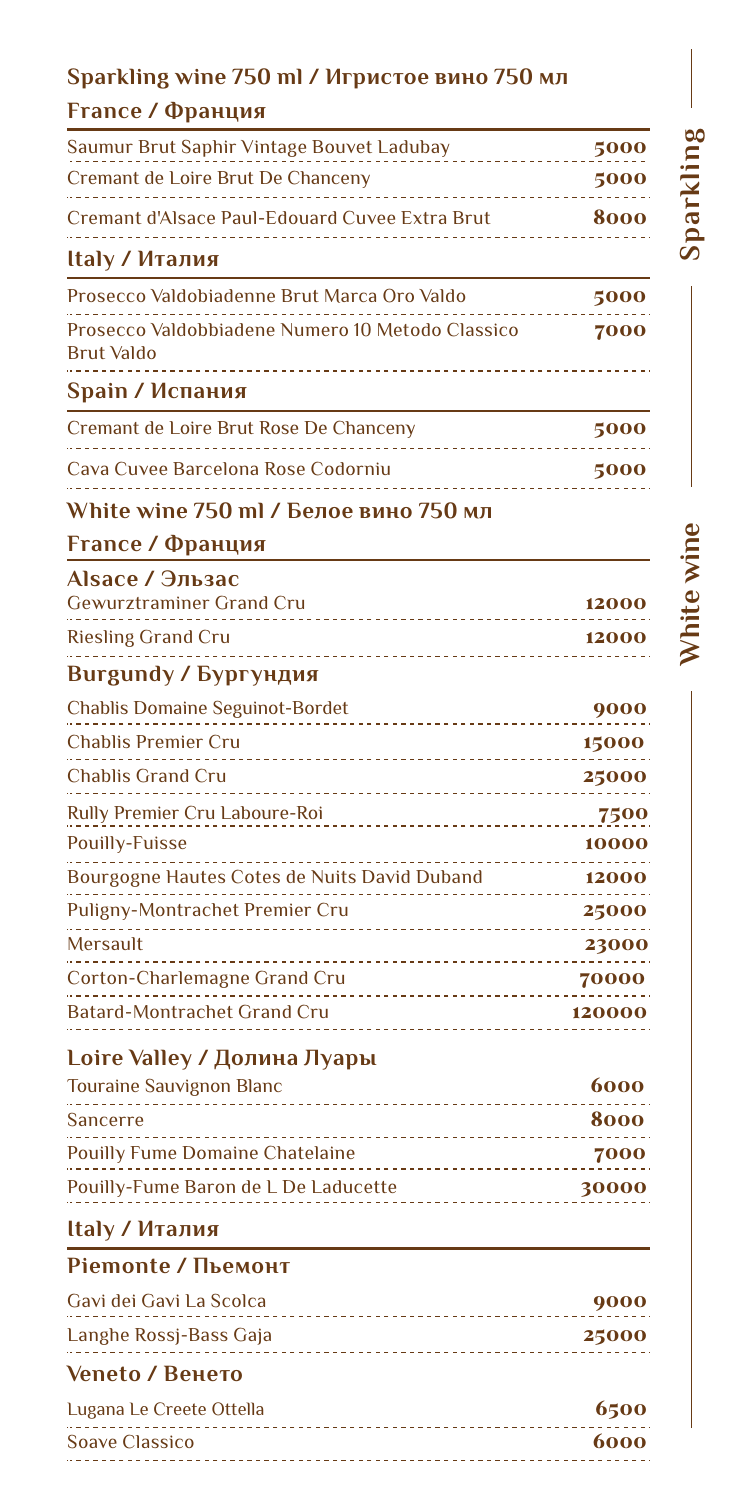## Sparkling wine 750 ml / Игристое вино 750 мл

### France / Франция

| | |
|---|---|
| Saumur Brut Saphir Vintage Bouvet Ladubay | 5000 |
| Cremant de Loire Brut De Chanceny | 5000 |
| Cremant d'Alsace Paul-Edouard Cuvee Extra Brut | 8000 |

### Italy / Италия

| | |
|---|---|
| Prosecco Valdobiadenne Brut Marca Oro Valdo | 5000 |
| Prosecco Valdobbiadene Numero 10 Metodo Classico Brut Valdo | 7000 |

### Spain / Испания

| | |
|---|---|
| Cremant de Loire Brut Rose De Chanceny | 5000 |
| Cava Cuvee Barcelona Rose Codorniu | 5000 |

## White wine 750 ml / Белое вино 750 мл

### France / Франция

#### Alsace / Эльзас

| | |
|---|---|
| Gewurztraminer Grand Cru | 12000 |
| Riesling Grand Cru | 12000 |

#### Burgundy / Бургундия

| | |
|---|---|
| Chablis Domaine Seguinot-Bordet | 9000 |
| Chablis Premier Cru | 15000 |
| Chablis Grand Cru | 25000 |
| Rully Premier Cru Laboure-Roi | 7500 |
| Pouilly-Fuisse | 10000 |
| Bourgogne Hautes Cotes de Nuits David Duband | 12000 |
| Puligny-Montrachet Premier Cru | 25000 |
| Mersault | 23000 |
| Corton-Charlemagne Grand Cru | 70000 |
| Batard-Montrachet Grand Cru | 120000 |

#### Loire Valley / Долина Луары

| | |
|---|---|
| Touraine Sauvignon Blanc | 6000 |
| Sancerre | 8000 |
| Pouilly Fume Domaine Chatelaine | 7000 |
| Pouilly-Fume Baron de L De Laducette | 30000 |

### Italy / Италия

#### Piemonte / Пьемонт

| | |
|---|---|
| Gavi dei Gavi La Scolca | 9000 |
| Langhe Rossj-Bass Gaja | 25000 |

#### Veneto / Венето

| | |
|---|---|
| Lugana Le Creete Ottella | 6500 |
| Soave Classico | 6000 |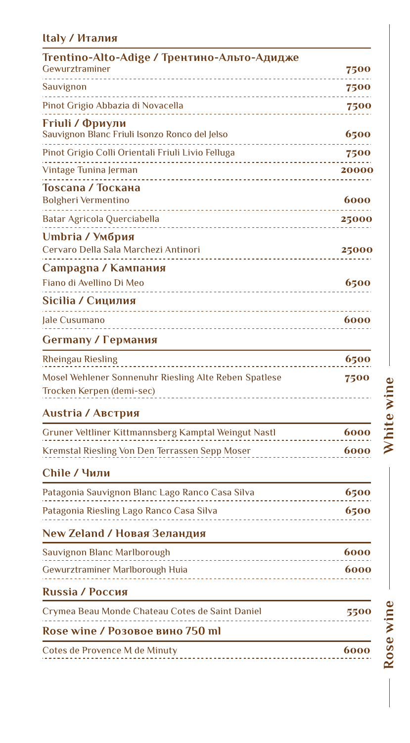## Italy / Италия

### Trentino-Alto-Adige / Трентино-Альто-Адидже

| | |
|---|---|
| Gewurztraminer | 7500 |
| Sauvignon | 7500 |
| Pinot Grigio Abbazia di Novacella | 7500 |

### Friuli / Фриули

| | |
|---|---|
| Sauvignon Blanc Friuli Isonzo Ronco del Jelso | 6500 |
| Pinot Grigio Colli Orientali Friuli Livio Felluga | 7500 |
| Vintage Tunina Jerman | 20000 |

### Toscana / Тоскана

| | |
|---|---|
| Bolgheri Vermentino | 6000 |
| Batar Agricola Querciabella | 25000 |

### Umbria / Умбрия

| | |
|---|---|
| Cervaro Della Sala Marchezi Antinori | 25000 |

### Campagna / Кампания

| | |
|---|---|
| Fiano di Avellino Di Meo | 6500 |

### Sicilia / Сицилия

| | |
|---|---|
| Jale Cusumano | 6000 |

## Germany / Германия

| | |
|---|---|
| Rheingau Riesling | 6500 |
| Mosel Wehlener Sonnenuhr Riesling Alte Reben Spatlese Trocken Kerpen (demi-sec) | 7500 |

## Austria / Австрия

| | |
|---|---|
| Gruner Veltliner Kittmannsberg Kamptal Weingut Nastl | 6000 |
| Kremstal Riesling Von Den Terrassen Sepp Moser | 6000 |

## Chile / Чили

| | |
|---|---|
| Patagonia Sauvignon Blanc Lago Ranco Casa Silva | 6500 |
| Patagonia Riesling Lago Ranco Casa Silva | 6500 |

## New Zeland / Новая Зеландия

| | |
|---|---|
| Sauvignon Blanc Marlborough | 6000 |
| Gewurztraminer Marlborough Huia | 6000 |

## Russia / Россия

| | |
|---|---|
| Crymea Beau Monde Chateau Cotes de Saint Daniel | 5500 |

White wine

## Rose wine / Розовое вино 750 ml

| | |
|---|---|
| Cotes de Provence M de Minuty | 6000 |

Rose wine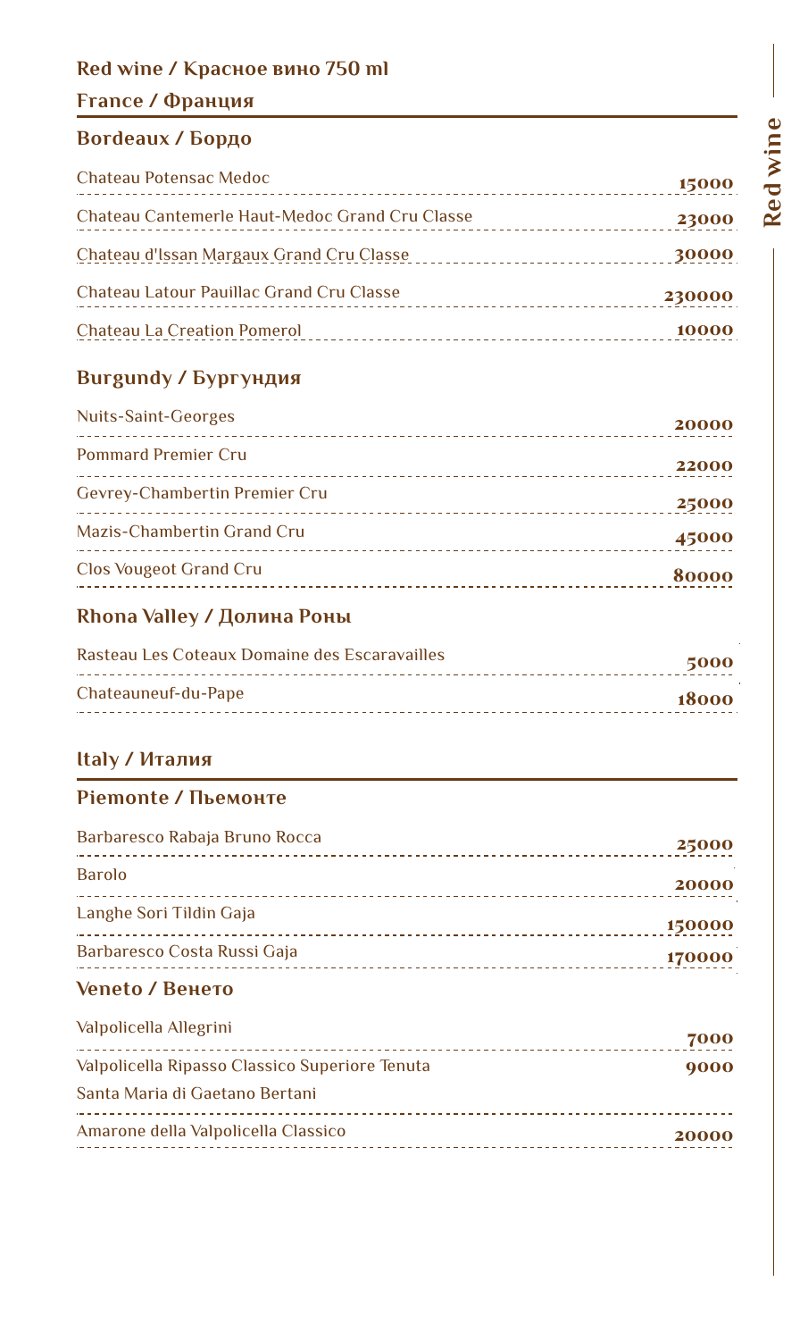## Red wine / Красное вино 750 ml

## France / Франция

### Bordeaux / Бордо

| Wine | Price |
|---|---|
| Chateau Potensac Medoc | 15000 |
| Chateau Cantemerle Haut-Medoc Grand Cru Classe | 23000 |
| Chateau d'Issan Margaux Grand Cru Classe | 30000 |
| Chateau Latour Pauillac Grand Cru Classe | 230000 |
| Chateau La Creation Pomerol | 10000 |

### Burgundy / Бургундия

| Wine | Price |
|---|---|
| Nuits-Saint-Georges | 20000 |
| Pommard Premier Cru | 22000 |
| Gevrey-Chambertin Premier Cru | 25000 |
| Mazis-Chambertin Grand Cru | 45000 |
| Clos Vougeot Grand Cru | 80000 |

### Rhona Valley / Долина Роны

| Wine | Price |
|---|---|
| Rasteau Les Coteaux Domaine des Escaravailles | 5000 |
| Chateauneuf-du-Pape | 18000 |

## Italy / Италия

### Piemonte / Пьемонте

| Wine | Price |
|---|---|
| Barbaresco Rabaja Bruno Rocca | 25000 |
| Barolo | 20000 |
| Langhe Sori Tildin Gaja | 150000 |
| Barbaresco Costa Russi Gaja | 170000 |

### Veneto / Венето

| Wine | Price |
|---|---|
| Valpolicella Allegrini | 7000 |
| Valpolicella Ripasso Classico Superiore Tenuta Santa Maria di Gaetano Bertani | 9000 |
| Amarone della Valpolicella Classico | 20000 |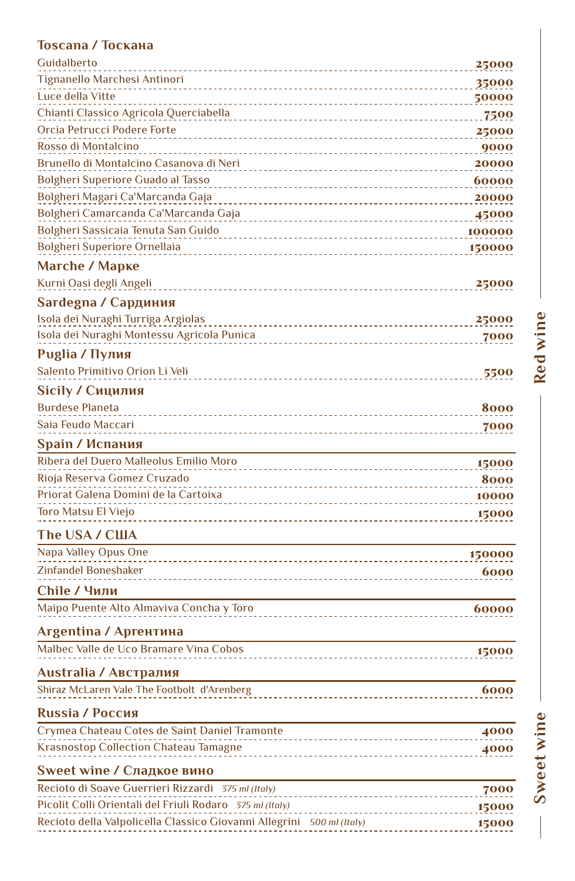## Toscana / Тоскана

| Wine | Price |
|---|---|
| Guidalberto | 25000 |
| Tignanello Marchesi Antinori | 35000 |
| Luce della Vitte | 50000 |
| Chianti Classico Agricola Querciabella | 7500 |
| Orcia Petrucci Podere Forte | 25000 |
| Rosso di Montalcino | 9000 |
| Brunello di Montalcino Casanova di Neri | 20000 |
| Bolgheri Superiore Guado al Tasso | 60000 |
| Bolgheri Magari Ca'Marcanda Gaja | 20000 |
| Bolgheri Camarcanda Ca'Marcanda Gaja | 45000 |
| Bolgheri Sassicaia Tenuta San Guido | 100000 |
| Bolgheri Superiore Ornellaia | 150000 |

## Marche / Марке

| Wine | Price |
|---|---|
| Kurni Oasi degli Angeli | 25000 |

## Sardegna / Сардиния

| Wine | Price |
|---|---|
| Isola dei Nuraghi Turriga Argiolas | 25000 |
| Isola dei Nuraghi Montessu Agricola Punica | 7000 |

## Puglia / Пулия

| Wine | Price |
|---|---|
| Salento Primitivo Orion Li Veli | 5500 |

## Sicily / Сицилия

| Wine | Price |
|---|---|
| Burdese Planeta | 8000 |
| Saia Feudo Maccari | 7000 |

## Spain / Испания

| Wine | Price |
|---|---|
| Ribera del Duero Malleolus Emilio Moro | 15000 |
| Rioja Reserva Gomez Cruzado | 8000 |
| Priorat Galena Domini de la Cartoixa | 10000 |
| Toro Matsu El Viejo | 15000 |

## The USA / США

| Wine | Price |
|---|---|
| Napa Valley Opus One | 150000 |
| Zinfandel Boneshaker | 6000 |

## Chile / Чили

| Wine | Price |
|---|---|
| Maipo Puente Alto Almaviva Concha y Toro | 60000 |

## Argentina / Аргентина

| Wine | Price |
|---|---|
| Malbec Valle de Uco Bramare Vina Cobos | 15000 |

## Australia / Австралия

| Wine | Price |
|---|---|
| Shiraz McLaren Vale The Footbolt d'Arenberg | 6000 |

## Russia / Россия

| Wine | Price |
|---|---|
| Crymea Chateau Cotes de Saint Daniel Tramonte | 4000 |
| Krasnostop Collection Chateau Tamagne | 4000 |

## Sweet wine / Сладкое вино

| Wine | Price |
|---|---|
| Recioto di Soave Guerrieri Rizzardi *375 ml (Italy)* | 7000 |
| Picolit Colli Orientali del Friuli Rodaro *375 ml (Italy)* | 15000 |
| Recioto della Valpolicella Classico Giovanni Allegrini *500 ml (Italy)* | 15000 |

Red wine

Sweet wine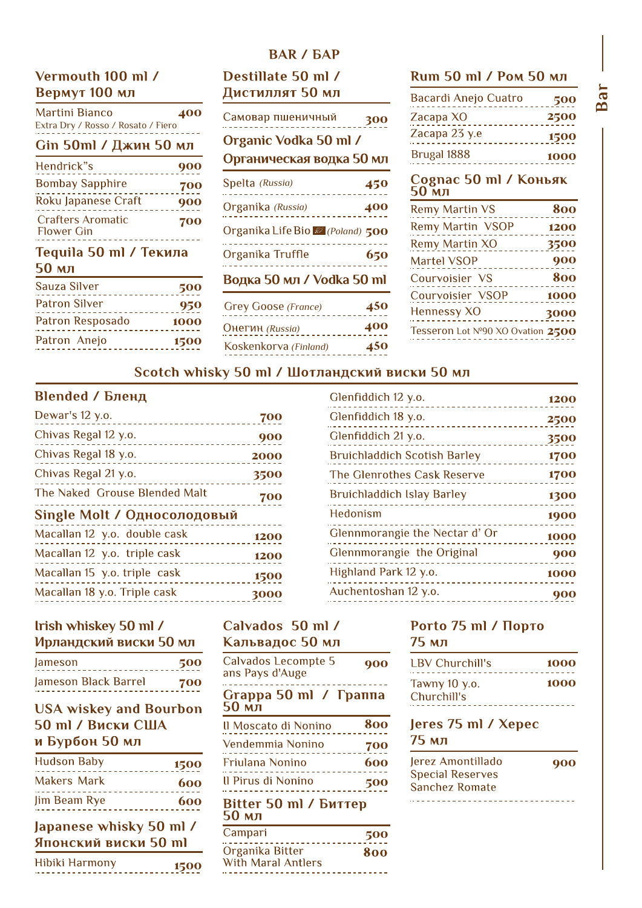# BAR / БАР

## Vermouth 100 ml / Вермут 100 мл

| Item | Price |
|---|---|
| Martini Bianco<br>Extra Dry / Rosso / Rosato / Fiero | 400 |

## Gin 50ml / Джин 50 мл

| Item | Price |
|---|---|
| Hendrick"s | 900 |
| Bombay Sapphire | 700 |
| Roku Japanese Craft | 900 |
| Crafters Aromatic Flower Gin | 700 |

## Tequila 50 ml / Текила 50 мл

| Item | Price |
|---|---|
| Sauza Silver | 500 |
| Patron Silver | 950 |
| Patron Resposado | 1000 |
| Patron Anejo | 1500 |

## Destillate 50 ml / Дистиллят 50 мл

| Item | Price |
|---|---|
| Самовар пшеничный | 300 |

## Organic Vodka 50 ml / Органическая водка 50 мл

| Item | Price |
|---|---|
| Spelta *(Russia)* | 450 |
| Organika *(Russia)* | 400 |
| Organika Life Bio *(Poland)* | 500 |
| Organika Truffle | 650 |

## Водка 50 мл / Vodka 50 ml

| Item | Price |
|---|---|
| Grey Goose *(France)* | 450 |
| Онегин *(Russia)* | 400 |
| Koskenkorva *(Finland)* | 450 |

## Rum 50 ml / Ром 50 мл

| Item | Price |
|---|---|
| Bacardi Anejo Cuatro | 500 |
| Zacapa XO | 2500 |
| Zacapa 23 y.e | 1500 |
| Brugal 1888 | 1000 |

## Cognac 50 ml / Коньяк 50 мл

| Item | Price |
|---|---|
| Remy Martin VS | 800 |
| Remy Martin VSOP | 1200 |
| Remy Martin XO | 3500 |
| Martel VSOP | 900 |
| Courvoisier VS | 800 |
| Courvoisier VSOP | 1000 |
| Hennessy XO | 3000 |
| Tesseron Lot №90 XO Ovation | 2500 |

## Scotch whisky 50 ml / Шотландский виски 50 мл

### Blended / Бленд

| Item | Price |
|---|---|
| Dewar's 12 y.o. | 700 |
| Chivas Regal 12 y.o. | 900 |
| Chivas Regal 18 y.o. | 2000 |
| Chivas Regal 21 y.o. | 3500 |
| The Naked Grouse Blended Malt | 700 |

### Single Molt / Односолодовый

| Item | Price |
|---|---|
| Macallan 12 y.o. double cask | 1200 |
| Macallan 12 y.o. triple cask | 1200 |
| Macallan 15 y.o. triple cask | 1500 |
| Macallan 18 y.o. Triple cask | 3000 |
| Glenfiddich 12 y.o. | 1200 |
| Glenfiddich 18 y.o. | 2500 |
| Glenfiddich 21 y.o. | 3500 |
| Bruichladdich Scotish Barley | 1700 |
| The Glenrothes Cask Reserve | 1700 |
| Bruichladdich Islay Barley | 1300 |
| Hedonism | 1900 |
| Glennmorangie the Nectar d' Or | 1000 |
| Glennmorangie the Original | 900 |
| Highland Park 12 y.o. | 1000 |
| Auchentoshan 12 y.o. | 900 |

## Irish whiskey 50 ml / Ирландский виски 50 мл

| Item | Price |
|---|---|
| Jameson | 500 |
| Jameson Black Barrel | 700 |

## USA wiskey and Bourbon 50 ml / Виски США и Бурбон 50 мл

| Item | Price |
|---|---|
| Hudson Baby | 1500 |
| Makers Mark | 600 |
| Jim Beam Rye | 600 |

## Japanese whisky 50 ml / Японский виски 50 ml

| Item | Price |
|---|---|
| Hibiki Harmony | 1500 |

## Calvados 50 ml / Кальвадос 50 мл

| Item | Price |
|---|---|
| Calvados Lecompte 5 ans Pays d'Auge | 900 |

## Grappa 50 ml / Граппа 50 мл

| Item | Price |
|---|---|
| Il Moscato di Nonino | 800 |
| Vendemmia Nonino | 700 |
| Friulana Nonino | 600 |
| Il Pirus di Nonino | 500 |

## Bitter 50 ml / Биттер 50 мл

| Item | Price |
|---|---|
| Campari | 500 |
| Organika Bitter With Maral Antlers | 800 |

## Porto 75 ml / Порто 75 мл

| Item | Price |
|---|---|
| LBV Churchill's | 1000 |
| Tawny 10 y.o. Churchill's | 1000 |

## Jeres 75 ml / Херес 75 мл

| Item | Price |
|---|---|
| Jerez Amontillado Special Reserves Sanchez Romate | 900 |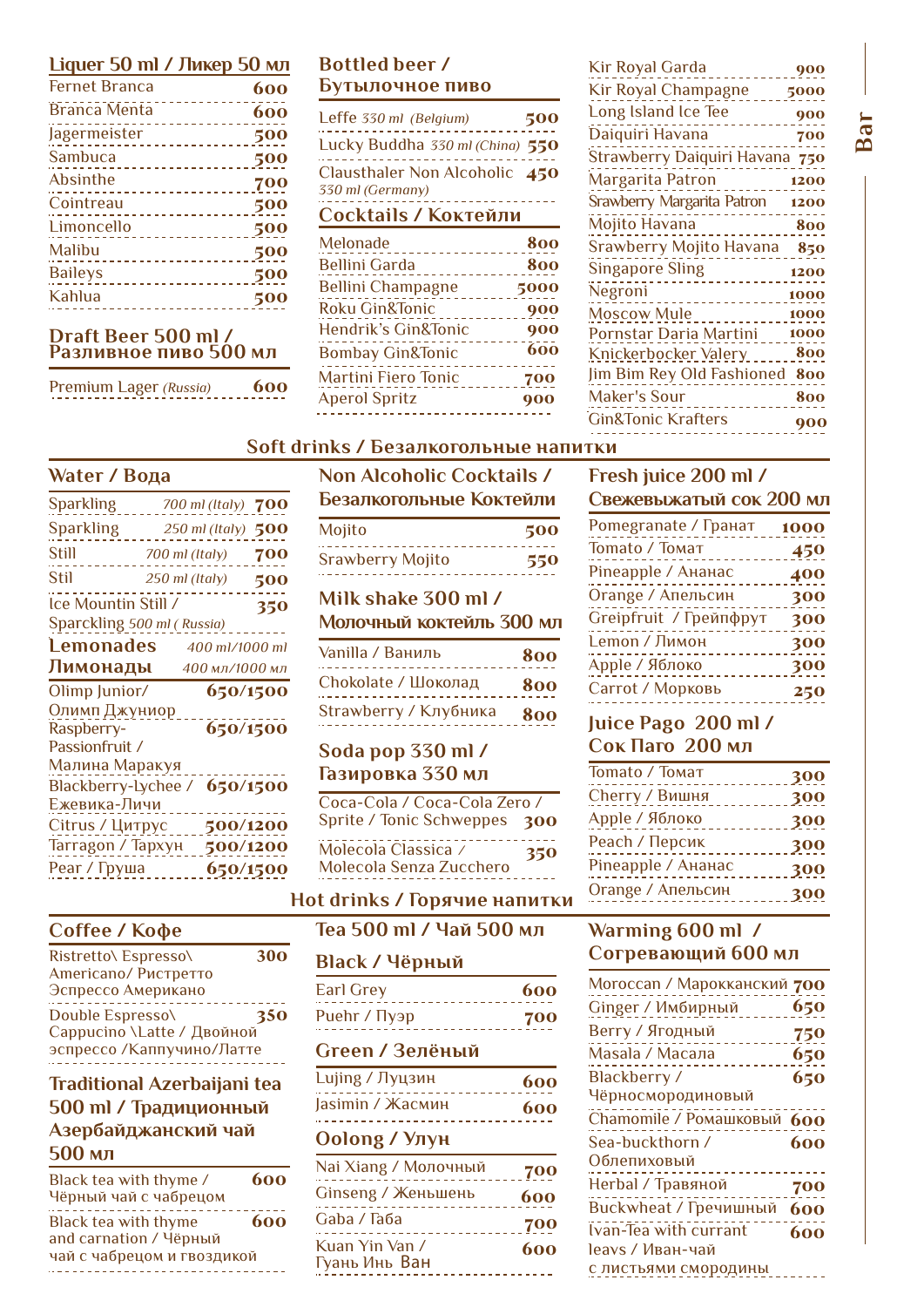## Liquer 50 ml / Ликер 50 мл

| | |
|---|---|
| Fernet Branca | 600 |
| Branca Menta | 600 |
| Jagermeister | 500 |
| Sambuca | 500 |
| Absinthe | 700 |
| Cointreau | 500 |
| Limoncello | 500 |
| Malibu | 500 |
| Baileys | 500 |
| Kahlua | 500 |

## Draft Beer 500 ml / Разливное пиво 500 мл

| | |
|---|---|
| Premium Lager *(Russia)* | 600 |

## Bottled beer / Бутылочное пиво

| | |
|---|---|
| Leffe *330 ml (Belgium)* | 500 |
| Lucky Buddha *330 ml (China)* | 550 |
| Clausthaler Non Alcoholic *330 ml (Germany)* | 450 |

## Cocktails / Коктейли

| | |
|---|---|
| Melonade | 800 |
| Bellini Garda | 800 |
| Bellini Champagne | 5000 |
| Roku Gin&Tonic | 900 |
| Hendrik's Gin&Tonic | 900 |
| Bombay Gin&Tonic | 600 |
| Martini Fiero Tonic | 700 |
| Aperol Spritz | 900 |
| Kir Royal Garda | 900 |
| Kir Royal Champagne | 5000 |
| Long Island Ice Tee | 900 |
| Daiquiri Havana | 700 |
| Strawberry Daiquiri Havana | 750 |
| Margarita Patron | 1200 |
| Srawberry Margarita Patron | 1200 |
| Mojito Havana | 800 |
| Srawberry Mojito Havana | 850 |
| Singapore Sling | 1200 |
| Negroni | 1000 |
| Moscow Mule | 1000 |
| Pornstar Daria Martini | 1000 |
| Knickerbocker Valery | 800 |
| Jim Bim Rey Old Fashioned | 800 |
| Maker's Sour | 800 |
| Gin&Tonic Krafters | 900 |

# Soft drinks / Безалкогольные напитки

## Water / Вода

| | | |
|---|---|---|
| Sparkling | *700 ml (Italy)* | 700 |
| Sparkling | *250 ml (Italy)* | 500 |
| Still | *700 ml (Italy)* | 700 |
| Stil | *250 ml (Italy)* | 500 |
| Ice Mountin Still / Sparckling | *500 ml ( Russia)* | 350 |

## Lemonades / Лимонады *400 ml/1000 ml / 400 мл/1000 мл*

| | |
|---|---|
| Olimp Junior/ Олимп Джуниор | 650/1500 |
| Raspberry-Passionfruit / Малина Маракуя | 650/1500 |
| Blackberry-Lychee / Ежевика-Личи | 650/1500 |
| Citrus / Цитрус | 500/1200 |
| Tarragon / Тархун | 500/1200 |
| Pear / Груша | 650/1500 |

## Non Alcoholic Cocktails / Безалкогольные Коктейли

| | |
|---|---|
| Mojito | 500 |
| Srawberry Mojito | 550 |

## Milk shake 300 ml / Молочный коктейль 300 мл

| | |
|---|---|
| Vanilla / Ваниль | 800 |
| Chokolate / Шоколад | 800 |
| Strawberry / Клубника | 800 |

## Soda pop 330 ml / Газировка 330 мл

| | |
|---|---|
| Coca-Cola / Coca-Cola Zero / Sprite / Tonic Schweppes | 300 |
| Molecola Classica / Molecola Senza Zucchero | 350 |

## Fresh juice 200 ml / Свежевыжатый сок 200 мл

| | |
|---|---|
| Pomegranate / Гранат | 1000 |
| Tomato / Томат | 450 |
| Pineapple / Ананас | 400 |
| Orange / Апельсин | 300 |
| Greipfruit / Грейпфрут | 300 |
| Lemon / Лимон | 300 |
| Apple / Яблоко | 300 |
| Carrot / Морковь | 250 |

## Juice Pago 200 ml / Сок Паго 200 мл

| | |
|---|---|
| Tomato / Томат | 300 |
| Cherry / Вишня | 300 |
| Apple / Яблоко | 300 |
| Peach / Персик | 300 |
| Pineapple / Ананас | 300 |
| Orange / Апельсин | 300 |

# Hot drinks / Горячие напитки

## Coffee / Кофе

| | |
|---|---|
| Ristretto\ Espresso\ Americano/ Ристретто Эспрессо Американо | 300 |
| Double Espresso\ Cappucino \Latte / Двойной эспрессо /Каппучино/Латте | 350 |

## Traditional Azerbaijani tea 500 ml / Традиционный Азербайджанский чай 500 мл

| | |
|---|---|
| Black tea with thyme / Чёрный чай с чабрецом | 600 |
| Black tea with thyme and carnation / Чёрный чай с чабрецом и гвоздикой | 600 |

## Tea 500 ml / Чай 500 мл

### Black / Чёрный

| | |
|---|---|
| Earl Grey | 600 |
| Puehr / Пуэр | 700 |

### Green / Зелёный

| | |
|---|---|
| Lujing / Луцзин | 600 |
| Jasimin / Жасмин | 600 |

### Oolong / Улун

| | |
|---|---|
| Nai Xiang / Молочный | 700 |
| Ginseng / Женьшень | 600 |
| Gaba / Габа | 700 |
| Kuan Yin Van / Гуань Инь Ван | 600 |

## Warming 600 ml / Согревающий 600 мл

| | |
|---|---|
| Moroccan / Марокканский | 700 |
| Ginger / Имбирный | 650 |
| Berry / Ягодный | 750 |
| Masala / Масала | 650 |
| Blackberry / Чёрносмородиновый | 650 |
| Chamomile / Ромашковый | 600 |
| Sea-buckthorn / Облепиховый | 600 |
| Herbal / Травяной | 700 |
| Buckwheat / Гречишный | 600 |
| Ivan-Tea with currant leavs / Иван-чай с листьями смородины | 600 |